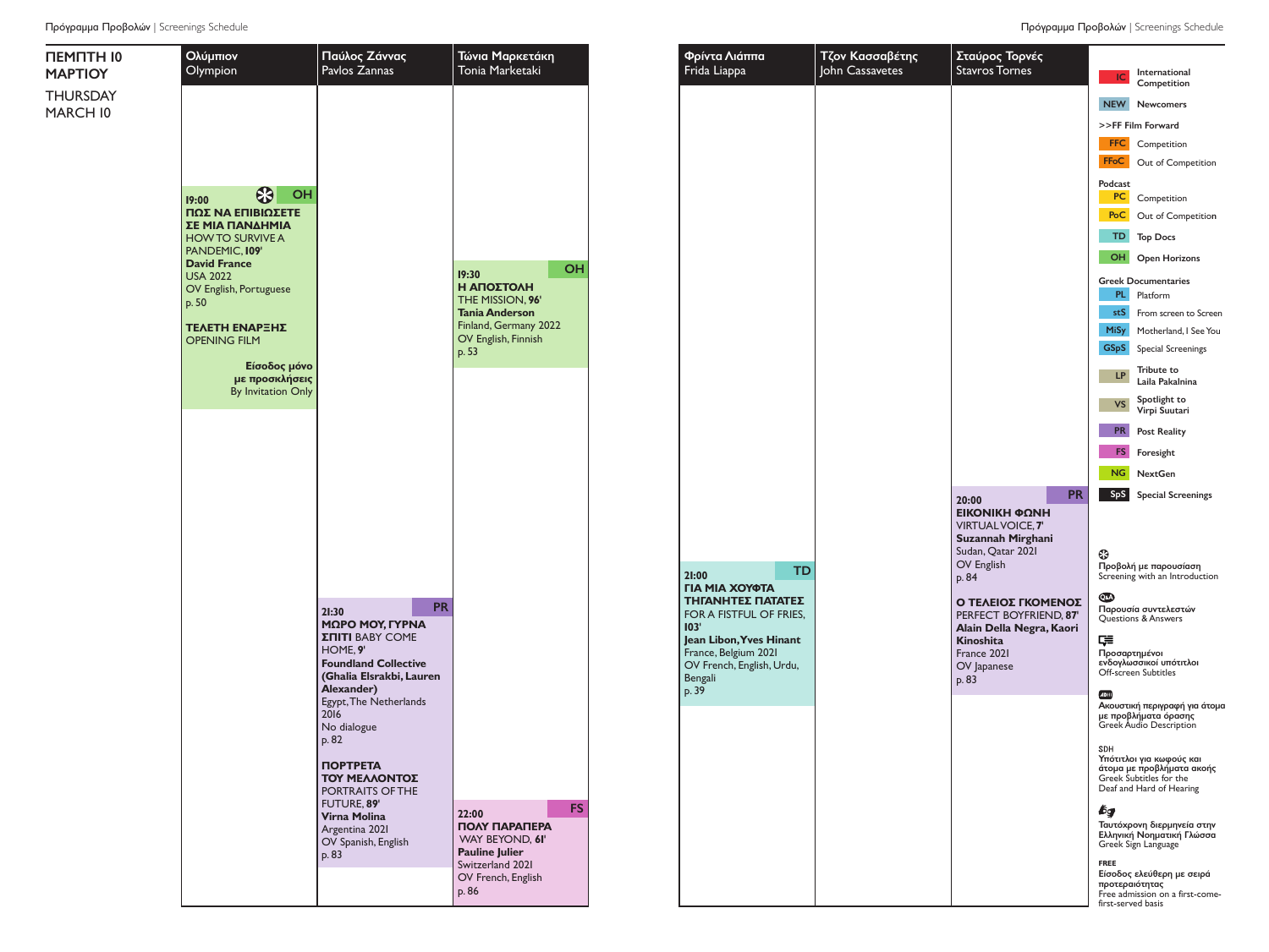# ΠΕΜΠΤΗ 10 ΜΑΡΤΙΟΥ
THURSDAY MARCH 10

## Ολύμπιον | Olympion

**19:00** ❂ **OH**
**ΠΩΣ ΝΑ ΕΠΙΒΙΩΣΕΤΕ ΣΕ ΜΙΑ ΠΑΝΔΗΜΙΑ**
HOW TO SURVIVE A PANDEMIC, **109'**
**David France**
USA 2022
OV English, Portuguese
p. 50

**ΤΕΛΕΤΗ ΕΝΑΡΞΗΣ**
OPENING FILM

**Είσοδος μόνο με προσκλήσεις**
By Invitation Only

## Παύλος Ζάννας | Pavlos Zannas

**21:30** **PR**
**ΜΩΡΟ ΜΟΥ, ΓΥΡΝΑ ΣΠΙΤΙ** BABY COME HOME, **9'**
**Foundland Collective (Ghalia Elsrakbi, Lauren Alexander)**
Egypt, The Netherlands 2016
No dialogue
p. 82

**ΠΟΡΤΡΕΤΑ ΤΟΥ ΜΕΛΛΟΝΤΟΣ**
PORTRAITS OF THE FUTURE, **89'**
**Virna Molina**
Argentina 2021
OV Spanish, English
p. 83

## Τώνια Μαρκετάκη | Tonia Marketaki

**19:30** **OH**
**Η ΑΠΟΣΤΟΛΗ**
THE MISSION, **96'**
**Tania Anderson**
Finland, Germany 2022
OV English, Finnish
p. 53

**22:00** **FS**
**ΠΟΛΥ ΠΑΡΑΠΕΡΑ**
WAY BEYOND, **6'**
**Pauline Julier**
Switzerland 2021
OV French, English
p. 86

## Φρίντα Λιάππα | Frida Liappa

**21:00** **TD**
**ΓΙΑ ΜΙΑ ΧΟΥΦΤΑ ΤΗΓΑΝΗΤΕΣ ΠΑΤΑΤΕΣ**
FOR A FISTFUL OF FRIES, **103'**
**Jean Libon, Yves Hinant**
France, Belgium 2021
OV French, English, Urdu, Bengali
p. 39

## Τζον Κασσαβέτης | John Cassavetes

## Σταύρος Τορνές | Stavros Tornes

**20:00** **PR**
**ΕΙΚΟΝΙΚΗ ΦΩΝΗ**
VIRTUAL VOICE, **7'**
**Suzannah Mirghani**
Sudan, Qatar 2021
OV English
p. 84

**Ο ΤΕΛΕΙΟΣ ΓΚΟΜΕΝΟΣ**
PERFECT BOYFRIEND, **87'**
**Alain Della Negra, Kaori Kinoshita**
France 2021
OV Japanese
p. 83

---

| Code | Section |
|---|---|
| IC | International Competition |
| NEW | Newcomers |
| | **>>FF Film Forward** |
| FFC | Competition |
| FFoC | Out of Competition |
| | **Podcast** |
| PC | Competition |
| PoC | Out of Competition |
| TD | Top Docs |
| OH | Open Horizons |
| | **Greek Documentaries** |
| PL | Platform |
| stS | From screen to Screen |
| MiSy | Motherland, I See You |
| GSpS | Special Screenings |
| LP | Tribute to Laila Pakalnina |
| VS | Spotlight to Virpi Suutari |
| PR | Post Reality |
| FS | Foresight |
| NG | NextGen |
| SpS | Special Screenings |

❂ Προβολή με παρουσίαση
Screening with an Introduction

Q&A Παρουσία συντελεστών
Questions & Answers

Προσαρτημένοι ενδογλωσσικοί υπότιτλοι
Off-screen Subtitles

AD Ακουστική περιγραφή για άτομα με προβλήματα όρασης
Greek Audio Description

SDH
Υπότιτλοι για κωφούς και άτομα με προβλήματα ακοής
Greek Subtitles for the Deaf and Hard of Hearing

Ταυτόχρονη διερμηνεία στην Ελληνική Νοηματική Γλώσσα
Greek Sign Language

FREE
Είσοδος ελεύθερη με σειρά προτεραιότητας
Free admission on a first-come-first-served basis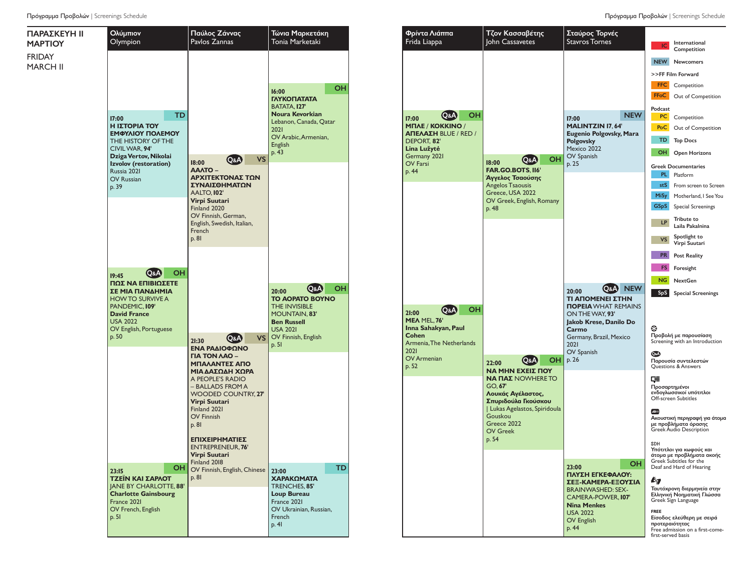# ΠΑΡΑΣΚΕΥΗ 11 ΜΑΡΤΙΟΥ
FRIDAY MARCH 11

## Ολύμπιον | Olympion

**17:00** TD
**Η ΙΣΤΟΡΙΑ ΤΟΥ ΕΜΦΥΛΙΟΥ ΠΟΛΕΜΟΥ** THE HISTORY OF THE CIVIL WAR, **94'**
**Dziga Vertov, Nikolai Izvolov (restoration)**
Russia 2021
OV Russian
p. 39

**19:45** Q&A OH
**ΠΩΣ ΝΑ ΕΠΙΒΙΩΣΕΤΕ ΣΕ ΜΙΑ ΠΑΝΔΗΜΙΑ** HOW TO SURVIVE A PANDEMIC, **109'**
**David France**
USA 2022
OV English, Portuguese
p. 50

**23:15** OH
**ΤΖΕΪΝ ΚΑΙ ΣΑΡΛΟΤ** JANE BY CHARLOTTE, **88'**
**Charlotte Gainsbourg**
France 2021
OV French, English
p. 51

## Παύλος Ζάννας | Pavlos Zannas

**18:00** Q&A VS
**ΑΑΛΤΟ – ΑΡΧΙΤΕΚΤΟΝΑΣ ΤΩΝ ΣΥΝΑΙΣΘΗΜΑΤΩΝ** AALTO, **102'**
**Virpi Suutari**
Finland 2020
OV Finnish, German, English, Swedish, Italian, French
p. 81

**21:30** Q&A VS
**ΕΝΑ ΡΑΔΙΟΦΩΝΟ ΓΙΑ ΤΟΝ ΛΑΟ – ΜΠΑΛΑΝΤΕΣ ΑΠΟ ΜΙΑ ΔΑΣΩΔΗ ΧΩΡΑ** A PEOPLE'S RADIO – BALLADS FROM A WOODED COUNTRY, **27'**
**Virpi Suutari**
Finland 2021
OV Finnish
p. 81

**ΕΠΙΧΕΙΡΗΜΑΤΙΕΣ** ENTREPRENEUR, **76'**
**Virpi Suutari**
Finland 2018
OV Finnish, English, Chinese
p. 81

## Τώνια Μαρκετάκη | Tonia Marketaki

**16:00** OH
**ΓΛΥΚΟΠΑΤΑΤΑ** BATATA, **127'**
**Noura Kevorkian**
Lebanon, Canada, Qatar 2021
OV Arabic, Armenian, English
p. 43

**20:00** Q&A OH
**ΤΟ ΑΟΡΑΤΟ ΒΟΥΝΟ** THE INVISIBLE MOUNTAIN, **83'**
**Ben Russell**
USA 2021
OV Finnish, English
p. 51

**23:00** TD
**ΧΑΡΑΚΩΜΑΤΑ** TRENCHES, **85'**
**Loup Bureau**
France 2021
OV Ukrainian, Russian, French
p. 41

## Φρίντα Λιάππα | Frida Liappa

**17:00** Q&A OH
**ΜΠΛΕ / ΚΟΚΚΙΝΟ / ΑΠΕΛΑΣΗ** BLUE / RED / DEPORT, **82'**
**Lina Lužytė**
Germany 2021
OV Farsi
p. 44

**21:00** Q&A OH
**ΜΕΛ** MEL, **76'**
**Inna Sahakyan, Paul Cohen**
Armenia, The Netherlands 2021
OV Armenian
p. 52

## Τζον Κασσαβέτης | John Cassavetes

**18:00** Q&A OH
**FAR.GO.BOTS, 116'**
**Άγγελος Τσαούσης**
Angelos Tsaousis
Greece, USA 2022
OV Greek, English, Romany
p. 48

**22:00** Q&A OH
**ΝΑ ΜΗΝ ΕΧΕΙΣ ΠΟΥ ΝΑ ΠΑΣ** NOWHERE TO GO, **67'**
**Λουκάς Αγέλαστος, Σπυριδούλα Γκούσκου** | Lukas Agelastos, Spiridoula Gouskou
Greece 2022
OV Greek
p. 54

## Σταύρος Τορνές | Stavros Tornes

**17:00** NEW
**MALINTZIN 17, 64'**
**Eugenio Polgovsky, Mara Polgovsky**
Mexico 2022
OV Spanish
p. 25

**20:00** Q&A NEW
**ΤΙ ΑΠΟΜΕΝΕΙ ΣΤΗΝ ΠΟΡΕΙΑ** WHAT REMAINS ON THE WAY, **93'**
**Jakob Krese, Danilo Do Carmo**
Germany, Brazil, Mexico 2021
OV Spanish
p. 26

**23:00** OH
**ΠΛΥΣΗ ΕΓΚΕΦΑΛΟΥ: ΣΕΞ-ΚΑΜΕΡΑ-ΕΞΟΥΣΙΑ** BRAINWASHED: SEX-CAMERA-POWER, **107'**
**Nina Menkes**
USA 2022
OV English
p. 44

---

- **IC** International Competition
- **NEW** Newcomers
- **>>FF Film Forward**
  - **FFC** Competition
  - **FFoC** Out of Competition
- **Podcast**
  - **PC** Competition
  - **PoC** Out of Competition
- **TD** Top Docs
- **OH** Open Horizons
- **Greek Documentaries**
  - **PL** Platform
  - **stS** From screen to Screen
  - **MiSy** Motherland, I See You
  - **GSpS** Special Screenings
- **LP** Tribute to Laila Pakalnina
- **VS** Spotlight to Virpi Suutari
- **PR** Post Reality
- **FS** Foresight
- **NG** NextGen
- **SpS** Special Screenings

Προβολή με παρουσίαση
Screening with an Introduction

Q&A Παρουσία συντελεστών
Questions & Answers

Προσαρτημένοι ενδογλωσσικοί υπότιτλοι
Off-screen Subtitles

Ακουστική περιγραφή για άτομα με προβλήματα όρασης
Greek Audio Description

SDH
Υπότιτλοι για κωφούς και άτομα με προβλήματα ακοής
Greek Subtitles for the Deaf and Hard of Hearing

Ταυτόχρονη διερμηνεία στην Ελληνική Νοηματική Γλώσσα
Greek Sign Language

FREE
Είσοδος ελεύθερη με σειρά προτεραιότητας
Free admission on a first-come-first-served basis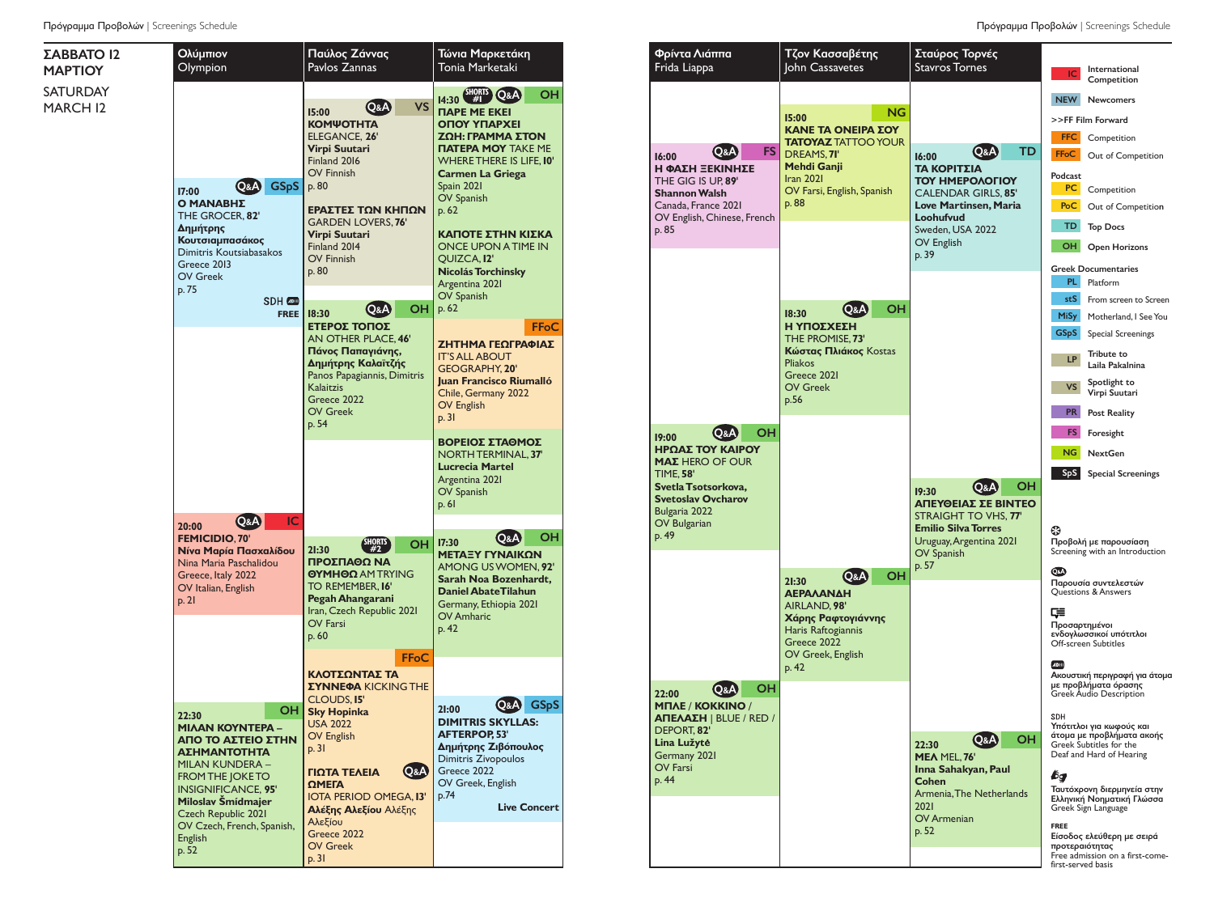# ΣΑΒΒΑΤΟ 12 ΜΑΡΤΙΟΥ
# SATURDAY MARCH 12

## Ολύμπιον / Olympion

**17:00** Q&A GSpS
**Ο ΜΑΝΑΒΗΣ**
THE GROCER, **82'**
**Δημήτρης Κουτσιαμπασάκος**
Dimitris Koutsiabasakos
Greece 2013
OV Greek
p. 75
SDH
**FREE**

**20:00** Q&A IC
**FEMICIDIO, 70'**
**Νίνα Μαρία Πασχαλίδου**
Nina Maria Paschalidou
Greece, Italy 2022
OV Italian, English
p. 21

**22:30** OH
**ΜΙΛΑΝ ΚΟΥΝΤΕΡΑ – ΑΠΟ ΤΟ ΑΣΤΕΙΟ ΣΤΗΝ ΑΣΗΜΑΝΤΟΤΗΤΑ**
MILAN KUNDERA – FROM THE JOKE TO INSIGNIFICANCE, **95'**
**Miloslav Šmídmajer**
Czech Republic 2021
OV Czech, French, Spanish, English
p. 52

## Παύλος Ζάννας / Pavlos Zannas

**15:00** Q&A VS
**ΚΟΜΨΟΤΗΤΑ**
ELEGANCE, **26'**
**Virpi Suutari**
Finland 2016
OV Finnish
p. 80

**ΕΡΑΣΤΕΣ ΤΩΝ ΚΗΠΩΝ**
GARDEN LOVERS, **76'**
**Virpi Suutari**
Finland 2014
OV Finnish
p. 80

**18:30** Q&A OH
**ΕΤΕΡΟΣ ΤΟΠΟΣ**
AN OTHER PLACE, **46'**
**Πάνος Παπαγιάννης, Δημήτρης Καλαϊτζής**
Panos Papagiannis, Dimitris Kalaitzis
Greece 2022
OV Greek
p. 54

**21:30** SHORTS #2 OH
**ΠΡΟΣΠΑΘΩ ΝΑ ΘΥΜΗΘΩ** AM TRYING TO REMEMBER, **16'**
**Pegah Ahangarani**
Iran, Czech Republic 2021
OV Farsi
p. 60

FFoC
**ΚΑΤΟΤΣΟΝΤΑΣ ΤΑ ΣΥΝΝΕΦΑ** KICKING THE CLOUDS, **15'**
**Sky Hopinka**
USA 2022
OV English
p. 31

Q&A
**ΓΙΩΤΑ ΤΕΛΕΙΑ ΩΜΕΓΑ**
IOTA PERIOD OMEGA, **13'**
**Αλέξης Αλεξίου** Αλέξης Αλεξίου
Greece 2022
OV Greek
p. 31

## Τώνια Μαρκετάκη / Tonia Marketaki

**14:30** SHORTS #1 Q&A OH
**ΠΑΡΕ ΜΕ ΕΚΕΙ ΟΠΟΥ ΥΠΑΡΧΕΙ ΖΩΗ: ΓΡΑΜΜΑ ΣΤΟΝ ΠΑΤΕΡΑ ΜΟΥ** TAKE ME WHERE THERE IS LIFE, **10'**
**Carmen La Griega**
Spain 2021
OV Spanish
p. 62

**ΚΑΠΟΤΕ ΣΤΗΝ ΚΙΣΚΑ**
ONCE UPON A TIME IN QUIZCA, **12'**
**Nicolás Torchinsky**
Argentina 2021
OV Spanish
p. 62

FFoC
**ΖΗΤΗΜΑ ΓΕΩΓΡΑΦΙΑΣ**
IT'S ALL ABOUT GEOGRAPHY, **20'**
**Juan Francisco Riumalló**
Chile, Germany 2022
OV English
p. 31

**ΒΟΡΕΙΟΣ ΣΤΑΘΜΟΣ**
NORTH TERMINAL, **37'**
**Lucrecia Martel**
Argentina 2021
OV Spanish
p. 61

**17:30** Q&A OH
**ΜΕΤΑΞΥ ΓΥΝΑΙΚΩΝ**
AMONG US WOMEN, **92'**
**Sarah Noa Bozenhardt, Daniel Abate Tilahun**
Germany, Ethiopia 2021
OV Amharic
p. 42

**21:00** Q&A GSpS
**DIMITRIS SKYLLAS: AFTERPOP, 53'**
**Δημήτρης Ζιβόπουλος**
Dimitris Zivopoulos
Greece 2022
OV Greek, English
p.74
**Live Concert**

## Φρίντα Λιάππα / Frida Liappa

**16:00** Q&A FS
**Η ΦΑΣΗ ΞΕΚΙΝΗΣΕ**
THE GIG IS UP, **89'**
**Shannon Walsh**
Canada, France 2021
OV English, Chinese, French
p. 85

**19:00** Q&A OH
**ΗΡΩΑΣ ΤΟΥ ΚΑΙΡΟΥ ΜΑΣ** HERO OF OUR TIME, **58'**
**Svetla Tsotsorkova, Svetoslav Ovcharov**
Bulgaria 2022
OV Bulgarian
p. 49

**22:00** Q&A OH
**ΜΠΛΕ / ΚΟΚΚΙΝΟ / ΑΠΕΛΑΣΗ** | BLUE / RED / DEPORT, **82'**
**Lina Lužytė**
Germany 2021
OV Farsi
p. 44

## Τζον Κασσαβέτης / John Cassavetes

**15:00** NG
**ΚΑΝΕ ΤΑ ΟΝΕΙΡΑ ΣΟΥ ΤΑΤΟΥΑΖ** TATTOO YOUR DREAMS, **71'**
**Mehdi Ganji**
Iran 2021
OV Farsi, English, Spanish
p. 88

**18:30** Q&A OH
**Η ΥΠΟΣΧΕΣΗ**
THE PROMISE, **73'**
**Κώστας Πλιάκος** Kostas Pliakos
Greece 2021
OV Greek
p.56

**21:30** Q&A OH
**ΑΕΡΑΛΑΝΔΗ**
AIRLAND, **98'**
**Χάρης Ραφτογιάννης**
Haris Raftogiannis
Greece 2022
OV Greek, English
p. 42

## Σταύρος Τορνές / Stavros Tornes

**16:00** Q&A TD
**ΤΑ ΚΟΡΙΤΣΙΑ ΤΟΥ ΗΜΕΡΟΛΟΓΙΟΥ**
CALENDAR GIRLS, **85'**
**Love Martinsen, Maria Loohufvud**
Sweden, USA 2022
OV English
p. 39

**19:30** Q&A OH
**ΑΠΕΥΘΕΙΑΣ ΣΕ ΒΙΝΤΕΟ**
STRAIGHT TO VHS, **77'**
**Emilio Silva Torres**
Uruguay, Argentina 2021
OV Spanish
p. 57

**22:30** Q&A OH
**ΜΕΛ** MEL, **76'**
**Inna Sahakyan, Paul Cohen**
Armenia, The Netherlands 2021
OV Armenian
p. 52

---

- **IC** International Competition
- **NEW** Newcomers
- **>>FF Film Forward**
  - **FFC** Competition
  - **FFoC** Out of Competition
- **Podcast**
  - **PC** Competition
  - **PoC** Out of Competition
- **TD** Top Docs
- **OH** Open Horizons
- **Greek Documentaries**
  - **PL** Platform
  - **stS** From screen to Screen
  - **MiSy** Motherland, I See You
  - **GSpS** Special Screenings
- **LP** Tribute to Laila Pakalnina
- **VS** Spotlight to Virpi Suutari
- **PR** Post Reality
- **FS** Foresight
- **NG** NextGen
- **SpS** Special Screenings

Προβολή με παρουσίαση
Screening with an Introduction

Q&A Παρουσία συντελεστών
Questions & Answers

Προσαρτημένοι ενδογλωσσικοί υπότιτλοι
Off-screen Subtitles

Ακουστική περιγραφή για άτομα με προβλήματα όρασης
Greek Audio Description

SDH
Υπότιτλοι για κωφούς και άτομα με προβλήματα ακοής
Greek Subtitles for the Deaf and Hard of Hearing

Ταυτόχρονη διερμηνεία στην Ελληνική Νοηματική Γλώσσα
Greek Sign Language

FREE
Είσοδος ελεύθερη με σειρά προτεραιότητας
Free admission on a first-come-first-served basis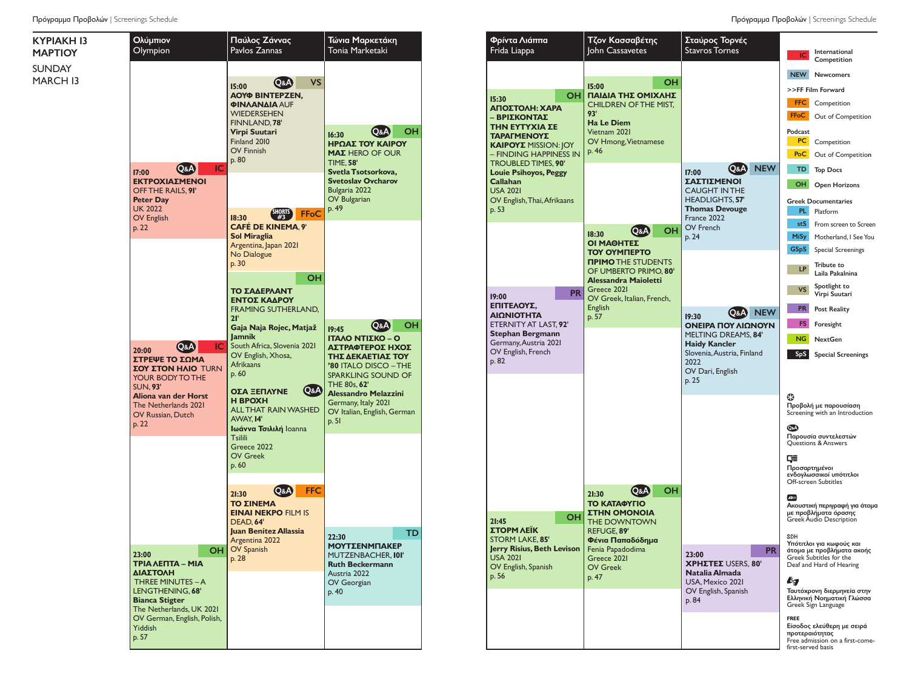## ΚΥΡΙΑΚΗ 13 ΜΑΡΤΙΟΥ
## SUNDAY MARCH 13

### Ολύμπιον / Olympion

**17:00** Q&A IC
**ΕΚΤΡΟΧΙΑΣΜΕΝΟΙ** OFF THE RAILS, **91'**
**Peter Day**
UK 2022
OV English
p. 22

**20:00** Q&A IC
**ΣΤΡΕΨΕ ΤΟ ΣΩΜΑ ΣΟΥ ΣΤΟΝ ΗΛΙΟ** TURN YOUR BODY TO THE SUN, **93'**
**Aliona van der Horst**
The Netherlands 2021
OV Russian, Dutch
p. 22

**23:00** OH
**ΤΡΙΑ ΛΕΠΤΑ – ΜΙΑ ΔΙΑΣΤΟΛΗ** THREE MINUTES – A LENGTHENING, **68'**
**Bianca Stigter**
The Netherlands, UK 2021
OV German, English, Polish, Yiddish
p. 57

### Παύλος Ζάννας / Pavlos Zannas

**15:00** Q&A VS
**ΑΟΥΦ ΒΙΝΤΕΡΖΕΝ, ΦΙΝΛΑΝΔΙΑ** AUF WIEDERSEHEN FINNLAND, **78'**
**Virpi Suutari**
Finland 2010
OV Finnish
p. 80

**18:30** SHORTS #3 FFoC
**CAFÉ DE KINEMA**, **9'**
**Sol Miraglia**
Argentina, Japan 2021
No Dialogue
p. 30

OH
**ΤΟ ΣΑΔΕΡΛΑΝΤ ΕΝΤΟΣ ΚΑΔΡΟΥ** FRAMING SUTHERLAND, **21'**
**Gaja Naja Rojec, Matjaž Jamnik**
South Africa, Slovenia 2021
OV English, Xhosa, Afrikaans
p. 60

**ΟΣΑ ΞΕΠΛΥΝΕ Η ΒΡΟΧΗ** Q&A ALL THAT RAIN WASHED AWAY, **14'**
**Ιωάννα Τσιλιλή** Ioanna Tsilili
Greece 2022
OV Greek
p. 60

**21:30** Q&A FFC
**ΤΟ ΣΙΝΕΜΑ ΕΙΝΑΙ ΝΕΚΡΟ** FILM IS DEAD, **64'**
**Juan Benítez Allassia**
Argentina 2022
OV Spanish
p. 28

### Τώνια Μαρκετάκη / Tonia Marketaki

**16:30** Q&A OH
**ΗΡΩΑΣ ΤΟΥ ΚΑΙΡΟΥ ΜΑΣ** HERO OF OUR TIME, **58'**
**Svetla Tsotsorkova, Svetoslav Ovcharov**
Bulgaria 2022
OV Bulgarian
p. 49

**19:45** Q&A OH
**ΙΤΑΛΟ ΝΤΙΣΚΟ – Ο ΑΣΤΡΑΦΤΕΡΟΣ ΗΧΟΣ ΤΗΣ ΔΕΚΑΕΤΙΑΣ ΤΟΥ '80** ITALO DISCO – THE SPARKLING SOUND OF THE 80s, **62'**
**Alessandro Melazzini**
Germany, Italy 2021
OV Italian, English, German
p. 51

**22:30** TD
**ΜΟΥΤΣΕΝΜΠΑΚΕΡ** MUTZENBACHER, **101'**
**Ruth Beckermann**
Austria 2022
OV Georgian
p. 40

### Φρίντα Λιάππα / Frida Liappa

**15:30** OH
**ΑΠΟΣΤΟΛΗ: ΧΑΡΑ – ΒΡΙΣΚΟΝΤΑΣ ΤΗΝ ΕΥΤΥΧΙΑ ΣΕ ΤΑΡΑΓΜΕΝΟΥΣ ΚΑΙΡΟΥΣ** MISSION: JOY – FINDING HAPPINESS IN TROUBLED TIMES, **90'**
**Louie Psihoyos, Peggy Callahan**
USA 2021
OV English, Thai, Afrikaans
p. 53

**19:00** PR
**ΕΠΙΤΕΛΟΥΣ, ΑΙΩΝΙΟΤΗΤΑ** ETERNITY AT LAST, **92'**
**Stephan Bergmann**
Germany, Austria 2021
OV English, French
p. 82

**21:45** OH
**ΣΤΟΡΜ ΛΕΪΚ** STORM LAKE, **85'**
**Jerry Risius, Beth Levison**
USA 2021
OV English, Spanish
p. 56

### Τζον Κασσαβέτης / John Cassavetes

**15:00** OH
**ΠΑΙΔΙΑ ΤΗΣ ΟΜΙΧΛΗΣ** CHILDREN OF THE MIST, **93'**
**Ha Le Diem**
Vietnam 2021
OV Hmong, Vietnamese
p. 46

**18:30** Q&A OH
**ΟΙ ΜΑΘΗΤΕΣ ΤΟΥ ΟΥΜΠΕΡΤΟ ΠΡΙΜΟ** THE STUDENTS OF UMBERTO PRIMO, **80'**
**Alessandra Maioletti**
Greece 2021
OV Greek, Italian, French, English
p. 57

**21:30** Q&A OH
**ΤΟ ΚΑΤΑΦΥΓΙΟ ΣΤΗΝ ΟΜΟΝΟΙΑ** THE DOWNTOWN REFUGE, **89'**
**Φένια Παπαδόδημα** Fenia Papadodima
Greece 2021
OV Greek
p. 47

### Σταύρος Τορνές / Stavros Tornes

**17:00** Q&A NEW
**ΣΑΣΤΙΣΜΕΝΟΙ** CAUGHT IN THE HEADLIGHTS, **57'**
**Thomas Devouge**
France 2022
OV French
p. 24

**19:30** Q&A NEW
**ΟΝΕΙΡΑ ΠΟΥ ΛΙΩΝΟΥΝ** MELTING DREAMS, **84'**
**Haidy Kancler**
Slovenia, Austria, Finland 2022
OV Dari, English
p. 25

**23:00** PR
**ΧΡΗΣΤΕΣ** USERS, **80'**
**Natalia Almada**
USA, Mexico 2021
OV English, Spanish
p. 84

---

- **IC** International Competition
- **NEW** Newcomers
- **>>FF Film Forward**
  - **FFC** Competition
  - **FFoC** Out of Competition
- **Podcast**
  - **PC** Competition
  - **PoC** Out of Competition
- **TD** Top Docs
- **OH** Open Horizons
- **Greek Documentaries**
  - **PL** Platform
  - **stS** From screen to Screen
  - **MiSy** Motherland, I See You
  - **GSpS** Special Screenings
- **LP** Tribute to Laila Pakalnina
- **VS** Spotlight to Virpi Suutari
- **PR** Post Reality
- **FS** Foresight
- **NG** NextGen
- **SpS** Special Screenings

Προβολή με παρουσίαση / Screening with an Introduction

Q&A: Παρουσία συντελεστών / Questions & Answers

Προσαρτημένοι ενδογλωσσικοί υπότιτλοι / Off-screen Subtitles

Ακουστική περιγραφή για άτομα με προβλήματα όρασης / Greek Audio Description

SDH: Υπότιτλοι για κωφούς και άτομα με προβλήματα ακοής / Greek Subtitles for the Deaf and Hard of Hearing

Ταυτόχρονη διερμηνεία στην Ελληνική Νοηματική Γλώσσα / Greek Sign Language

FREE: Είσοδος ελεύθερη με σειρά προτεραιότητας / Free admission on a first-come-first-served basis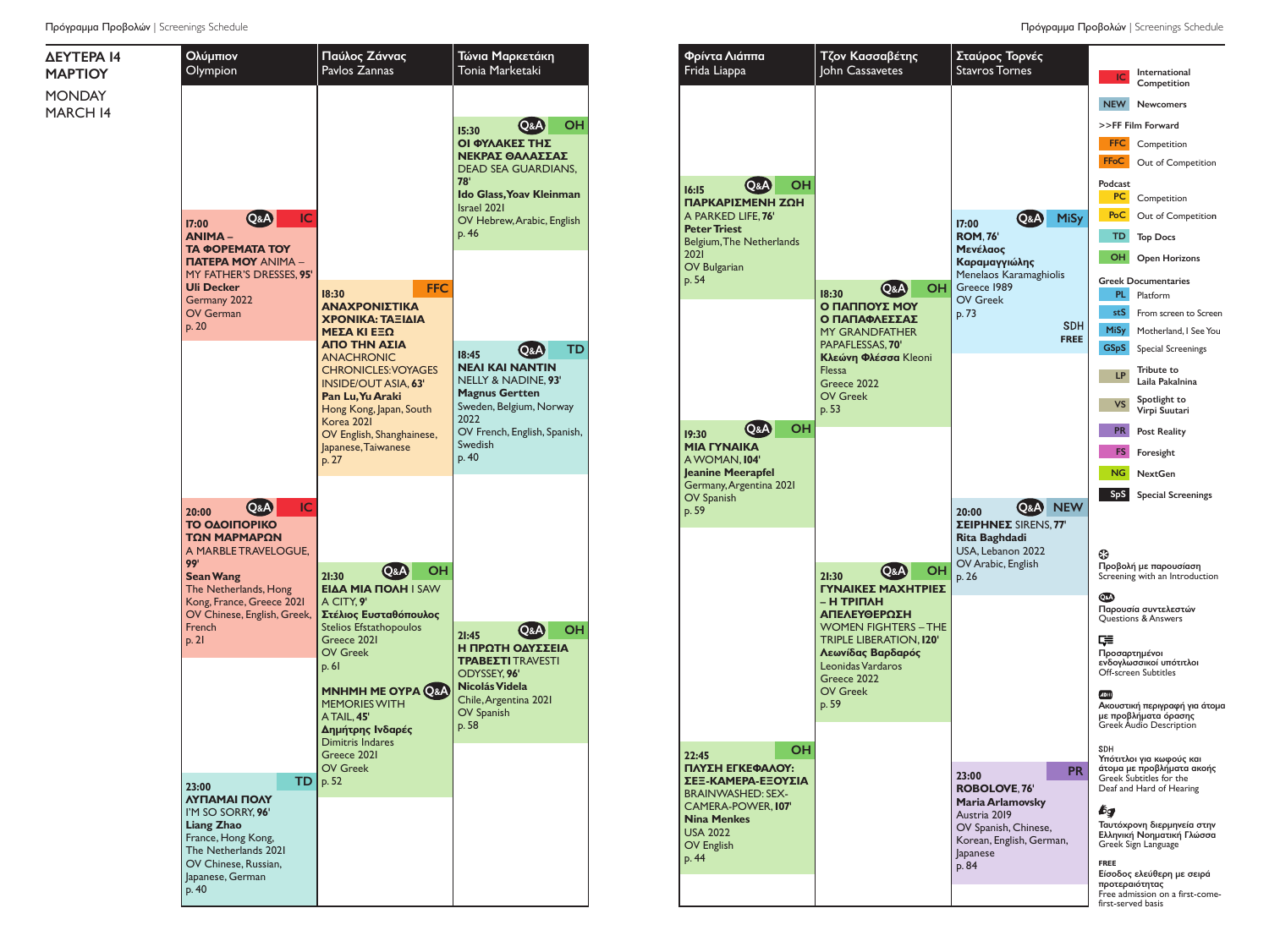# ΔΕΥΤΕΡΑ 14 ΜΑΡΤΙΟΥ
# MONDAY MARCH 14

## Ολύμπιον / Olympion

**17:00** Q&A IC
**ΑΝΙΜΑ – ΤΑ ΦΟΡΕΜΑΤΑ ΤΟΥ ΠΑΤΕΡΑ ΜΟΥ** ANIMA – MY FATHER'S DRESSES, **95'**
**Uli Decker**
Germany 2022
OV German
p. 20

**20:00** Q&A IC
**ΤΟ ΟΔΟΙΠΟΡΙΚΟ ΤΩΝ ΜΑΡΜΑΡΩΝ**
A MARBLE TRAVELOGUE, **99'**
**Sean Wang**
The Netherlands, Hong Kong, France, Greece 2021
OV Chinese, English, Greek, French
p. 21

**23:00** TD
**ΛΥΠΑΜΑΙ ΠΟΛΥ**
I'M SO SORRY, **96'**
**Liang Zhao**
France, Hong Kong, The Netherlands 2021
OV Chinese, Russian, Japanese, German
p. 40

## Παύλος Ζάννας / Pavlos Zannas

**18:30** FFC
**ΑΝΑΧΡΟΝΙΣΤΙΚΑ ΧΡΟΝΙΚΑ: ΤΑΞΙΔΙΑ ΜΕΣΑ ΚΙ ΕΞΩ ΑΠΟ ΤΗΝ ΑΣΙΑ**
ANACHRONIC CHRONICLES: VOYAGES INSIDE/OUT ASIA, **63'**
**Pan Lu, Yu Araki**
Hong Kong, Japan, South Korea 2021
OV English, Shanghainese, Japanese, Taiwanese
p. 27

**21:30** Q&A OH
**ΕΙΔΑ ΜΙΑ ΠΟΛΗ** I SAW A CITY, **9'**
**Στέλιος Ευσταθόπουλος**
Stelios Efstathopoulos
Greece 2021
OV Greek
p. 61

**ΜΝΗΜΗ ΜΕ ΟΥΡΑ** Q&A
MEMORIES WITH A TAIL, **45'**
**Δημήτρης Ινδαρές**
Dimitris Indares
Greece 2021
OV Greek
p. 52

## Τώνια Μαρκετάκη / Tonia Marketaki

**15:30** Q&A OH
**ΟΙ ΦΥΛΑΚΕΣ ΤΗΣ ΝΕΚΡΑΣ ΘΑΛΑΣΣΑΣ**
DEAD SEA GUARDIANS, **78'**
**Ido Glass, Yoav Kleinman**
Israel 2021
OV Hebrew, Arabic, English
p. 46

**18:45** Q&A TD
**ΝΕΛΙ ΚΑΙ ΝΑΝΤΙΝ**
NELLY & NADINE, **93'**
**Magnus Gertten**
Sweden, Belgium, Norway 2022
OV French, English, Spanish, Swedish
p. 40

**21:45** Q&A OH
**Η ΠΡΩΤΗ ΟΔΥΣΣΕΙΑ ΤΡΑΒΕΣΤΙ** TRAVESTI ODYSSEY, **96'**
**Nicolás Videla**
Chile, Argentina 2021
OV Spanish
p. 58

## Φρίντα Λιάππα / Frida Liappa

**16:15** Q&A OH
**ΠΑΡΚΑΡΙΣΜΕΝΗ ΖΩΗ**
A PARKED LIFE, **76'**
**Peter Triest**
Belgium, The Netherlands 2021
OV Bulgarian
p. 54

**19:30** Q&A OH
**ΜΙΑ ΓΥΝΑΙΚΑ**
A WOMAN, **104'**
**Jeanine Meerapfel**
Germany, Argentina 2021
OV Spanish
p. 59

**22:45** OH
**ΠΛΥΣΗ ΕΓΚΕΦΑΛΟΥ: ΣΕΞ-ΚΑΜΕΡΑ-ΕΞΟΥΣΙΑ**
BRAINWASHED: SEX-CAMERA-POWER, **107'**
**Nina Menkes**
USA 2022
OV English
p. 44

## Τζον Κασσαβέτης / John Cassavetes

**18:30** Q&A OH
**Ο ΠΑΠΠΟΥΣ ΜΟΥ Ο ΠΑΠΑΦΛΕΣΣΑΣ**
MY GRANDFATHER PAPAFLESSAS, **70'**
**Κλεώνη Φλέσσα** Kleoni Flessa
Greece 2022
OV Greek
p. 53

**21:30** Q&A OH
**ΓΥΝΑΙΚΕΣ ΜΑΧΗΤΡΙΕΣ – Η ΤΡΙΠΛΗ ΑΠΕΛΕΥΘΕΡΩΣΗ**
WOMEN FIGHTERS – THE TRIPLE LIBERATION, **120'**
**Λεωνίδας Βαρδαρός**
Leonidas Vardaros
Greece 2022
OV Greek
p. 59

## Σταύρος Τορνές / Stavros Tornes

**17:00** Q&A MiSy
**ROM, 76'**
**Μενέλαος Καραμαγγιώλης**
Menelaos Karamaghiolis
Greece 1989
OV Greek
p. 73
SDH
FREE

**20:00** Q&A NEW
**ΣΕΙΡΗΝΕΣ** SIRENS, **77'**
**Rita Baghdadi**
USA, Lebanon 2022
OV Arabic, English
p. 26

**23:00** PR
**ROBOLOVE, 76'**
**Maria Arlamovsky**
Austria 2019
OV Spanish, Chinese, Korean, English, German, Japanese
p. 84

---

- **IC** International Competition
- **NEW** Newcomers

**>>FF Film Forward**
- **FFC** Competition
- **FFoC** Out of Competition

**Podcast**
- **PC** Competition
- **PoC** Out of Competition
- **TD** Top Docs
- **OH** Open Horizons

**Greek Documentaries**
- **PL** Platform
- **stS** From screen to Screen
- **MiSy** Motherland, I See You
- **GSpS** Special Screenings
- **LP** Tribute to Laila Pakalnina
- **VS** Spotlight to Virpi Suutari
- **PR** Post Reality
- **FS** Foresight
- **NG** NextGen
- **SpS** Special Screenings

Προβολή με παρουσίαση
Screening with an Introduction

Q&A Παρουσία συντελεστών
Questions & Answers

Προσαρτημένοι ενδογλωσσικοί υπότιτλοι
Off-screen Subtitles

Ακουστική περιγραφή για άτομα με προβλήματα όρασης
Greek Audio Description

SDH
Υπότιτλοι για κωφούς και άτομα με προβλήματα ακοής
Greek Subtitles for the Deaf and Hard of Hearing

Ταυτόχρονη διερμηνεία στην Ελληνική Νοηματική Γλώσσα
Greek Sign Language

FREE
Είσοδος ελεύθερη με σειρά προτεραιότητας
Free admission on a first-come-first-served basis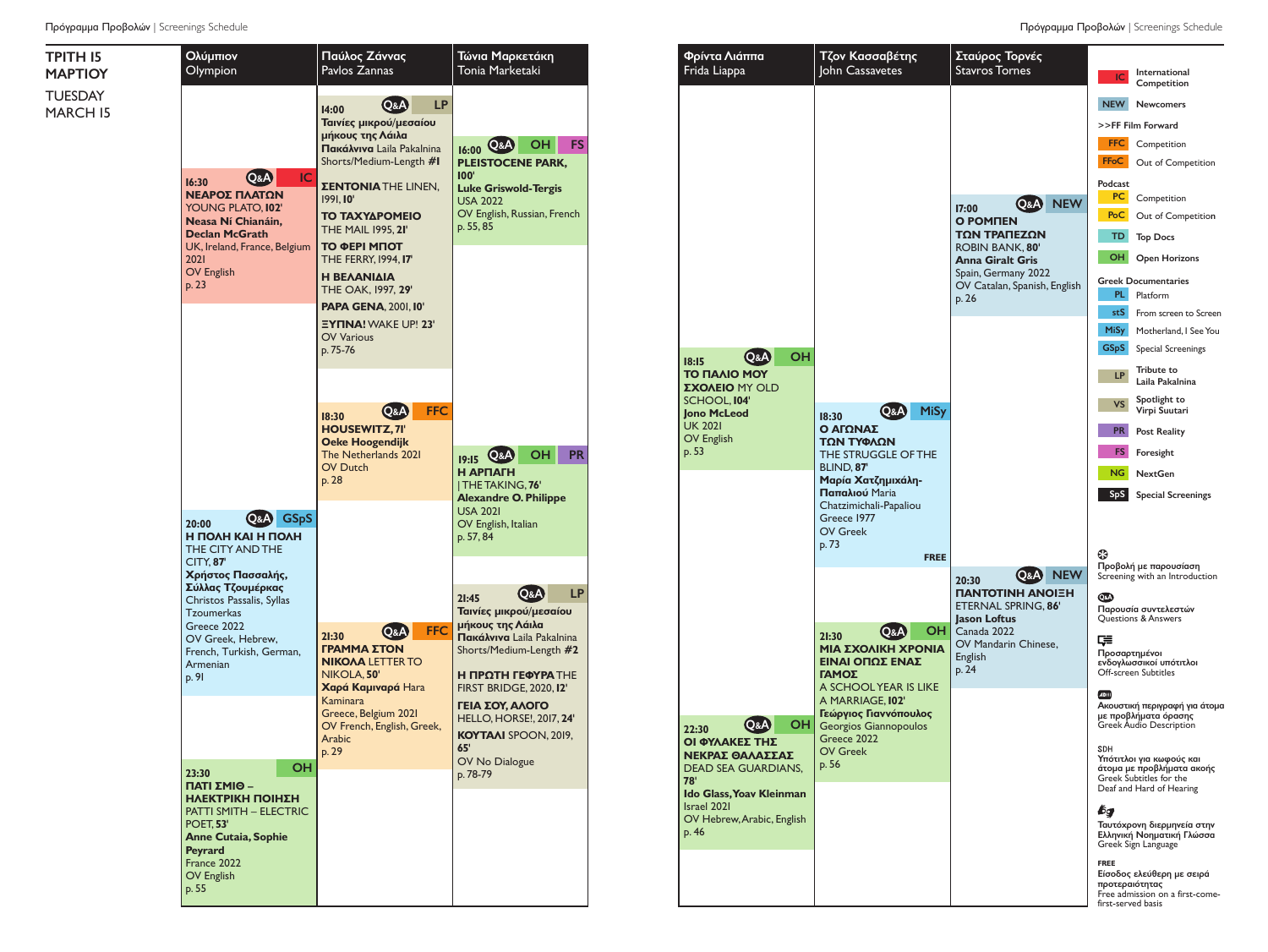## ΤΡΙΤΗ 15 ΜΑΡΤΙΟΥ
## TUESDAY MARCH 15

### Ολύμπιον / Olympion

**16:30** Q&A IC
**ΝΕΑΡΟΣ ΠΛΑΤΩΝ** YOUNG PLATO, **102'**
**Neasa Ní Chianáin, Declan McGrath**
UK, Ireland, France, Belgium 2021
OV English
p. 23

**20:00** Q&A GSpS
**Η ΠΟΛΗ ΚΑΙ Η ΠΟΛΗ** THE CITY AND THE CITY, **87'**
**Χρήστος Πασσαλής, Σύλλας Τζουμέρκας** Christos Passalis, Syllas Tzoumerkas
Greece 2022
OV Greek, Hebrew, French, Turkish, German, Armenian
p. 91

**23:30** OH
**ΠΑΤΙ ΣΜΙΘ – ΗΛΕΚΤΡΙΚΗ ΠΟΙΗΣΗ** PATTI SMITH – ELECTRIC POET, **53'**
**Anne Cutaia, Sophie Peyrard**
France 2022
OV English
p. 55

### Παύλος Ζάννας / Pavlos Zannas

**14:00** Q&A LP
**Ταινίες μικρού/μεσαίου μήκους της Λάιλα Πακάλνινα** Laila Pakalnina Shorts/Medium-Length **#1**
**ΣΕΝΤΟΝΙΑ** THE LINEN, 1991, **10'**
**ΤΟ ΤΑΧΥΔΡΟΜΕΙΟ** THE MAIL 1995, **21'**
**ΤΟ ΦΕΡΙ ΜΠΟΤ** THE FERRY, 1994, **17'**
**Η ΒΕΛΑΝΙΔΙΑ** THE OAK, 1997, **29'**
**PAPA GENA**, 2001, **10'**
**ΞΥΠΝΑ!** WAKE UP! **23'**
OV Various
p. 75-76

**18:30** Q&A FFC
**HOUSEWITZ, 71'**
**Oeke Hoogendijk**
The Netherlands 2021
OV Dutch
p. 28

**21:30** Q&A FFC
**ΓΡΑΜΜΑ ΣΤΟΝ ΝΙΚΟΛΑ** LETTER TO NIKOLA, **50'**
**Χαρά Καμινάρα** Hara Kaminara
Greece, Belgium 2021
OV French, English, Greek, Arabic
p. 29

### Τώνια Μαρκετάκη / Tonia Marketaki

**16:00** Q&A OH FS
**PLEISTOCENE PARK, 100'**
**Luke Griswold-Tergis**
USA 2022
OV English, Russian, French
p. 55, 85

**19:15** Q&A OH PR
**Η ΑΡΠΑΓΗ** | THE TAKING, **76'**
**Alexandre O. Philippe**
USA 2021
OV English, Italian
p. 57, 84

**21:45** Q&A LP
**Ταινίες μικρού/μεσαίου μήκους της Λάιλα Πακάλνινα** Laila Pakalnina Shorts/Medium-Length **#2**
**Η ΠΡΩΤΗ ΓΕΦΥΡΑ** THE FIRST BRIDGE, 2020, **12'**
**ΓΕΙΑ ΣΟΥ, ΑΛΟΓΟ** HELLO, HORSE!, 2017, **24'**
**ΚΟΥΤΑΛΙ** SPOON, 2019, **65'**
OV No Dialogue
p. 78-79

### Φρίντα Λιάππα / Frida Liappa

**18:15** Q&A OH
**ΤΟ ΠΑΛΙΟ ΜΟΥ ΣΧΟΛΕΙΟ** MY OLD SCHOOL, **104'**
**Jono McLeod**
UK 2021
OV English
p. 53

**22:30** Q&A OH
**ΟΙ ΦΥΛΑΚΕΣ ΤΗΣ ΝΕΚΡΑΣ ΘΑΛΑΣΣΑΣ** DEAD SEA GUARDIANS, **78'**
**Ido Glass, Yoav Kleinman**
Israel 2021
OV Hebrew, Arabic, English
p. 46

### Τζον Κασσαβέτης / John Cassavetes

**18:30** Q&A MiSy
**Ο ΑΓΩΝΑΣ ΤΩΝ ΤΥΦΛΩΝ** THE STRUGGLE OF THE BLIND, **87'**
**Μαρία Χατζημιχάλη-Παπαλιού** Maria Chatzimichali-Papaliou
Greece 1977
OV Greek
p. 73
FREE

**21:30** Q&A OH
**ΜΙΑ ΣΧΟΛΙΚΗ ΧΡΟΝΙΑ ΕΙΝΑΙ ΟΠΩΣ ΕΝΑΣ ΓΑΜΟΣ** A SCHOOL YEAR IS LIKE A MARRIAGE, **102'**
**Γεώργιος Γιαννόπουλος** Georgios Giannopoulos
Greece 2022
OV Greek
p. 56

### Σταύρος Τορνές / Stavros Tornes

**17:00** Q&A NEW
**Ο ΡΟΜΠΕΝ ΤΩΝ ΤΡΑΠΕΖΩΝ** ROBIN BANK, **80'**
**Anna Giralt Gris**
Spain, Germany 2022
OV Catalan, Spanish, English
p. 26

**20:30** Q&A NEW
**ΠΑΝΤΟΤΙΝΗ ΑΝΟΙΞΗ** ETERNAL SPRING, **86'**
**Jason Loftus**
Canada 2022
OV Mandarin Chinese, English
p. 24

---

- IC — International Competition
- NEW — Newcomers
- >>FF Film Forward
  - FFC — Competition
  - FFoC — Out of Competition
- Podcast
  - PC — Competition
  - PoC — Out of Competition
- TD — Top Docs
- OH — Open Horizons
- Greek Documentaries
  - PL — Platform
  - stS — From screen to Screen
  - MiSy — Motherland, I See You
  - GSpS — Special Screenings
- LP — Tribute to Laila Pakalnina
- VS — Spotlight to Virpi Suutari
- PR — Post Reality
- FS — Foresight
- NG — NextGen
- SpS — Special Screenings

Προβολή με παρουσίαση / Screening with an Introduction

Q&A — Παρουσία συντελεστών / Questions & Answers

Προσαρτημένοι ενδογλωσσικοί υπότιτλοι / Off-screen Subtitles

AD — Ακουστική περιγραφή για άτομα με προβλήματα όρασης / Greek Audio Description

SDH — Υπότιτλοι για κωφούς και άτομα με προβλήματα ακοής / Greek Subtitles for the Deaf and Hard of Hearing

Ταυτόχρονη διερμηνεία στην Ελληνική Νοηματική Γλώσσα / Greek Sign Language

FREE — Είσοδος ελεύθερη με σειρά προτεραιότητας / Free admission on a first-come-first-served basis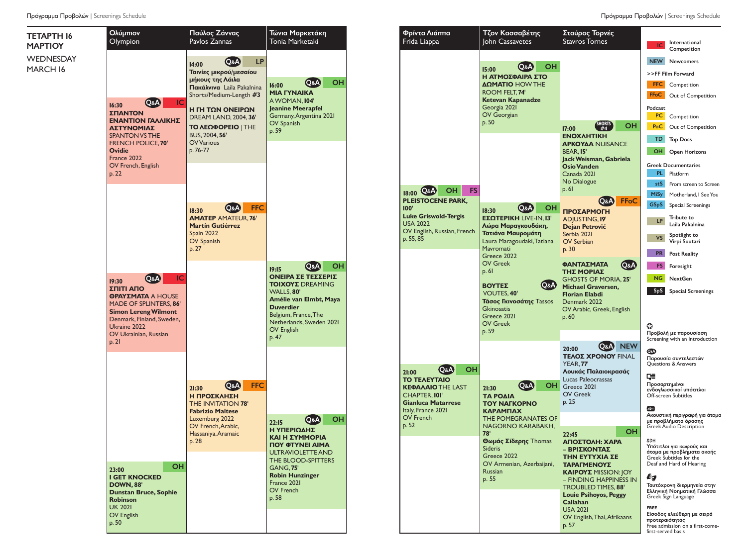# ΤΕΤΑΡΤΗ 16 ΜΑΡΤΙΟΥ
## WEDNESDAY MARCH 16

### Ολύμπιον | Olympion

**16:30** Q&A | IC
**ΣΠΑΝΤΟΝ ΕΝΑΝΤΙΟΝ ΓΑΛΛΙΚΗΣ ΑΣΤΥΝΟΜΙΑΣ** SPANTON VS THE FRENCH POLICE, **70'**
**Ovidie**
France 2022
OV French, English
p. 22

**19:30** Q&A | IC
**ΣΠΙΤΙ ΑΠΟ ΘΡΑΥΣΜΑΤΑ** A HOUSE MADE OF SPLINTERS, **86'**
**Simon Lereng Wilmont**
Denmark, Finland, Sweden, Ukraine 2022
OV Ukrainian, Russian
p. 21

**23:00** OH
**I GET KNOCKED DOWN, 88'**
**Dunstan Bruce, Sophie Robinson**
UK 2021
OV English
p. 50

### Παύλος Ζάννας | Pavlos Zannas

**14:00** Q&A | LP
**Ταινίες μικρού/μεσαίου μήκους της Λάιλα Πακάλνινα** Laila Pakalnina Shorts/Medium-Length **#3**
**Η ΓΗ ΤΩΝ ΟΝΕΙΡΩΝ** DREAM LAND, 2004, **36'**
**ΤΟ ΛΕΩΦΟΡΕΙΟ** | THE BUS, 2004, **56'**
OV Various
p. 76-77

**18:30** Q&A | FFC
**ΑΜΑΤΕΡ** AMATEUR, **76'**
**Martín Gutiérrez**
Spain 2022
OV Spanish
p. 27

**21:30** Q&A | FFC
**Η ΠΡΟΣΚΛΗΣΗ** THE INVITATION **78'**
**Fabrizio Maltese**
Luxemburg 2022
OV French, Arabic, Hassaniya, Aramaic
p. 28

### Τώνια Μαρκετάκη | Tonia Marketaki

**16:00** Q&A | OH
**ΜΙΑ ΓΥΝΑΙΚΑ** A WOMAN, **104'**
**Jeanine Meerapfel**
Germany, Argentina 2021
OV Spanish
p. 59

**19:15** Q&A | OH
**ΟΝΕΙΡΑ ΣΕ ΤΕΣΣΕΡΙΣ ΤΟΙΧΟΥΣ** DREAMING WALLS, **80'**
**Amélie van Elmbt, Maya Duverdier**
Belgium, France, The Netherlands, Sweden 2021
OV English
p. 47

**22:15** Q&A | OH
**Η ΥΠΕΡΙΩΔΗΣ ΚΑΙ Η ΣΥΜΜΟΡΙΑ ΠΟΥ ΦΤΥΝΕΙ ΑΙΜΑ** ULTRAVIOLETTE AND THE BLOOD-SPITTERS GANG, **75'**
**Robin Hunzinger**
France 2021
OV French
p. 58

### Φρίντα Λιάππα | Frida Liappa

**18:00** Q&A | OH | FS
**PLEISTOCENE PARK, 100'**
**Luke Griswold-Tergis**
USA 2022
OV English, Russian, French
p. 55, 85

**21:00** Q&A | OH
**ΤΟ ΤΕΛΕΥΤΑΙΟ ΚΕΦΑΛΑΙΟ** THE LAST CHAPTER, **101'**
**Gianluca Matarrese**
Italy, France 2021
OV French
p. 52

### Τζον Κασσαβέτης | John Cassavetes

**15:00** Q&A | OH
**Η ΑΤΜΟΣΦΑΙΡΑ ΣΤΟ ΔΩΜΑΤΙΟ** HOW THE ROOM FELT, **74'**
**Ketevan Kapanadze**
Georgia 2021
OV Georgian
p. 50

**18:30** Q&A | OH
**ΕΣΩΤΕΡΙΚΗ** LIVE-IN, **13'**
**Λώρα Μαραγκουδάκη, Τατιάνα Μαυρομάτη** Laura Maragoudaki, Tatiana Mavromati
Greece 2022
OV Greek
p. 61

**ΒΟΥΤΕΣ** Q&A
VOUTES, **40'**
**Τάσος Γκινοσάτης** Tassos Gkinosatis
Greece 2021
OV Greek
p. 59

**21:30** Q&A | OH
**ΤΑ ΡΟΔΙΑ ΤΟΥ ΝΑΓΚΟΡΝΟ ΚΑΡΑΜΠΑΧ** THE POMEGRANATES OF NAGORNO KARABAKH, **78'**
**Θωμάς Σίδερης** Thomas Sideris
Greece 2022
OV Armenian, Azerbaijani, Russian
p. 55

### Σταύρος Τορνές | Stavros Tornes

**17:00** SHORTS #4 | OH
**ΕΝΟΧΛΗΤΙΚΗ ΑΡΚΟΥΔΑ** NUISANCE BEAR, **15'**
**Jack Weisman, Gabriela Osio Vanden**
Canada 2021
No Dialogue
p. 61

Q&A | FFoC
**ΠΡΟΣΑΡΜΟΓΗ** ADJUSTING, **19'**
**Dejan Petrović**
Serbia 2021
OV Serbian
p. 30

**ΦΑΝΤΑΣΜΑΤΑ ΤΗΣ ΜΟΡΙΑΣ** Q&A
GHOSTS OF MORIA, **25'**
**Michael Graversen, Florian Elabdi**
Denmark 2022
OV Arabic, Greek, English
p. 60

**20:00** Q&A | NEW
**ΤΕΛΟΣ ΧΡΟΝΟΥ** FINAL YEAR, **77'**
**Λουκάς Παλαιοκρασάς** Lucas Paleocrassas
Greece 2021
OV Greek
p. 25

**22:45** OH
**ΑΠΟΣΤΟΛΗ: ΧΑΡΑ – ΒΡΙΣΚΟΝΤΑΣ ΤΗΝ ΕΥΤΥΧΙΑ ΣΕ ΤΑΡΑΓΜΕΝΟΥΣ ΚΑΙΡΟΥΣ** MISSION: JOY – FINDING HAPPINESS IN TROUBLED TIMES, **88'**
**Louie Psihoyos, Peggy Callahan**
USA 2021
OV English, Thai, Afrikaans
p. 57

---

| Code | Section |
|---|---|
| IC | International Competition |
| NEW | Newcomers |
| | **>>FF Film Forward** |
| FFC | Competition |
| FFoC | Out of Competition |
| | **Podcast** |
| PC | Competition |
| PoC | Out of Competition |
| TD | Top Docs |
| OH | Open Horizons |
| | **Greek Documentaries** |
| PL | Platform |
| stS | From screen to Screen |
| MiSy | Motherland, I See You |
| GSpS | Special Screenings |
| LP | Tribute to Laila Pakalnina |
| VS | Spotlight to Virpi Suutari |
| PR | Post Reality |
| FS | Foresight |
| NG | NextGen |
| SpS | Special Screenings |

Προβολή με παρουσίαση / Screening with an Introduction

Q&A: Παρουσία συντελεστών / Questions & Answers

Προσαρτημένοι ενδογλωσσικοί υπότιτλοι / Off-screen Subtitles

Ακουστική περιγραφή για άτομα με προβλήματα όρασης / Greek Audio Description

SDH: Υπότιτλοι για κωφούς και άτομα με προβλήματα ακοής / Greek Subtitles for the Deaf and Hard of Hearing

Ταυτόχρονη διερμηνεία στην Ελληνική Νοηματική Γλώσσα / Greek Sign Language

FREE: Είσοδος ελεύθερη με σειρά προτεραιότητας / Free admission on a first-come-first-served basis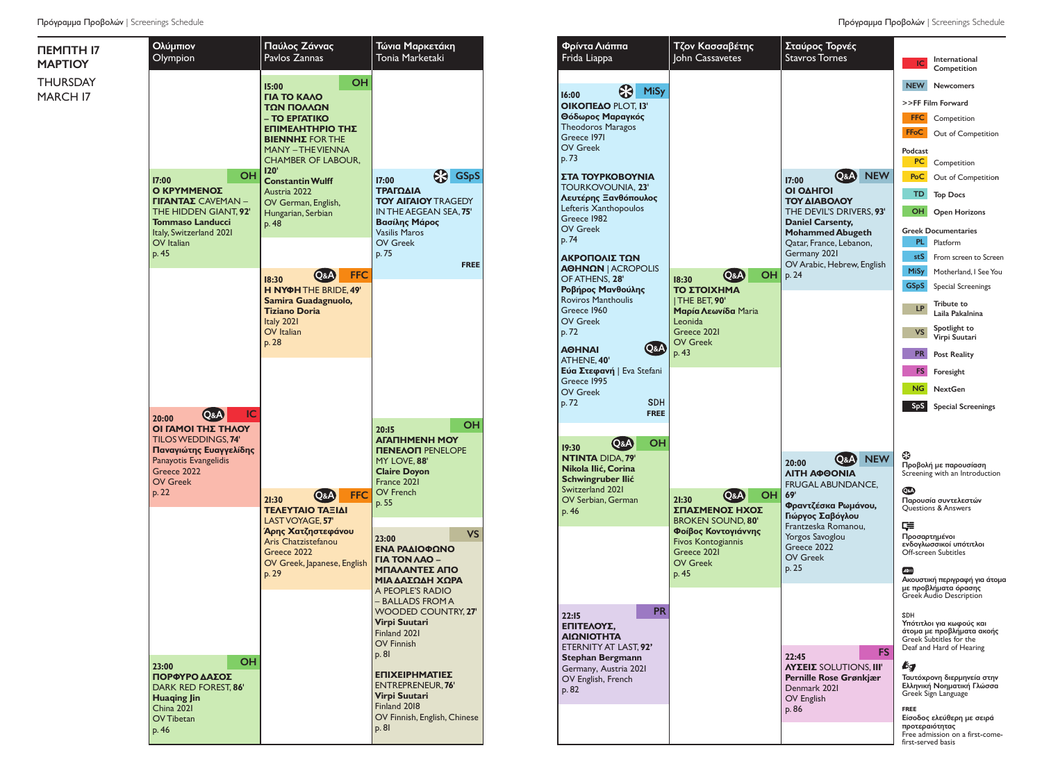# ΠΕΜΠΤΗ 17 ΜΑΡΤΙΟΥ
# THURSDAY MARCH 17

## Ολύμπιον | Olympion

**17:00** — OH
**Ο ΚΡΥΜΜΕΝΟΣ ΓΙΓΑΝΤΑΣ** CAVEMAN – THE HIDDEN GIANT, **92'**
**Tommaso Landucci**
Italy, Switzerland 2021
OV Italian
p. 45

**20:00** — Q&A — IC
**ΟΙ ΓΑΜΟΙ ΤΗΣ ΤΗΛΟΥ**
TILOS WEDDINGS, **74'**
**Παναγιώτης Ευαγγελίδης**
Panayotis Evangelidis
Greece 2022
OV Greek
p. 22

**23:00** — OH
**ΠΟΡΦΥΡΟ ΔΑΣΟΣ**
DARK RED FOREST, **86'**
**Huaqing Jin**
China 2021
OV Tibetan
p. 46

## Παύλος Ζάννας | Pavlos Zannas

**15:00** — OH
**ΓΙΑ ΤΟ ΚΑΛΟ ΤΩΝ ΠΟΛΛΩΝ – ΤΟ ΕΡΓΑΤΙΚΟ ΕΠΙΜΕΛΗΤΗΡΙΟ ΤΗΣ ΒΙΕΝΝΗΣ** FOR THE MANY – THE VIENNA CHAMBER OF LABOUR, **120'**
**Constantin Wulff**
Austria 2022
OV German, English, Hungarian, Serbian
p. 48

**18:30** — Q&A — FFC
**Η ΝΥΦΗ** THE BRIDE, **49'**
**Samira Guadagnuolo, Tiziano Doria**
Italy 2021
OV Italian
p. 28

**21:30** — Q&A — FFC
**ΤΕΛΕΥΤΑΙΟ ΤΑΞΙΔΙ**
LAST VOYAGE, **57'**
**Άρης Χατζηστεφάνου**
Aris Chatzistefanou
Greece 2022
OV Greek, Japanese, English
p. 29

## Τώνια Μαρκετάκη | Tonia Marketaki

**17:00** — (Screening with an Introduction) — GSpS
**ΤΡΑΓΩΔΙΑ ΤΟΥ ΑΙΓΑΙΟΥ** TRAGEDY IN THE AEGEAN SEA, **75'**
**Βασίλης Μάρος**
Vasilis Maros
OV Greek
p. 75
FREE

**20:15** — OH
**ΑΓΑΠΗΜΕΝΗ ΜΟΥ ΠΕΝΕΛΟΠΗ** PENELOPE MY LOVE, **88'**
**Claire Doyon**
France 2021
OV French
p. 55

**23:00** — VS
**ΕΝΑ ΡΑΔΙΟΦΩΝΟ ΓΙΑ ΤΟΝ ΛΑΟ – ΜΠΑΛΑΝΤΕΣ ΑΠΟ ΜΙΑ ΔΑΣΩΔΗ ΧΩΡΑ**
A PEOPLE'S RADIO – BALLADS FROM A WOODED COUNTRY, **27'**
**Virpi Suutari**
Finland 2021
OV Finnish
p. 81

**ΕΠΙΧΕΙΡΗΜΑΤΙΕΣ**
ENTREPRENEUR, **76'**
**Virpi Suutari**
Finland 2018
OV Finnish, English, Chinese
p. 81

## Φρίντα Λιάππα | Frida Liappa

**16:00** — (Screening with an Introduction) — MiSy
**ΟΙΚΟΠΕΔΟ** PLOT, **13'**
**Θόδωρος Μαραγκός**
Theodoros Maragos
Greece 1971
OV Greek
p. 73

**ΣΤΑ ΤΟΥΡΚΟΒΟΥΝΙΑ**
TOURKOVOUNIA, **23'**
**Λευτέρης Ξανθόπουλος**
Lefteris Xanthopoulos
Greece 1982
OV Greek
p. 74

**ΑΚΡΟΠΟΛΙΣ ΤΩΝ ΑΘΗΝΩΝ** | ACROPOLIS OF ATHENS, **28'**
**Ροβήρος Μανθούλης**
Roviros Manthoulis
Greece 1960
OV Greek
p. 72

**ΑΘΗΝΑΙ** — Q&A
ATHENE, **40'**
**Εύα Στεφανή** | Eva Stefani
Greece 1995
OV Greek
p. 72
SDH
FREE

**19:30** — Q&A — OH
**ΝΤΙΝΤΑ** DIDA, **79'**
**Nikola Ilić, Corina Schwingruber Ilić**
Switzerland 2021
OV Serbian, German
p. 46

**22:15** — PR
**ΕΠΙΤΕΛΟΥΣ, ΑΙΩΝΙΟΤΗΤΑ**
ETERNITY AT LAST, **92'**
**Stephan Bergmann**
Germany, Austria 2021
OV English, French
p. 82

## Τζον Κασσαβέτης | John Cassavetes

**18:30** — Q&A — OH
**ΤΟ ΣΤΟΙΧΗΜΑ** | THE BET, **90'**
**Μαρία Λεωνίδα** Maria Leonida
Greece 2021
OV Greek
p. 43

**21:30** — Q&A — OH
**ΣΠΑΣΜΕΝΟΣ ΗΧΟΣ**
BROKEN SOUND, **80'**
**Φοίβος Κοντογιάννης**
Fivos Kontogiannis
Greece 2021
OV Greek
p. 45

## Σταύρος Τορνές | Stavros Tornes

**17:00** — Q&A — NEW
**ΟΙ ΟΔΗΓΟΙ ΤΟΥ ΔΙΑΒΟΛΟΥ**
THE DEVIL'S DRIVERS, **93'**
**Daniel Carsenty, Mohammed Abugeth**
Qatar, France, Lebanon, Germany 2021
OV Arabic, Hebrew, English
p. 24

**20:00** — Q&A — NEW
**ΑΙΤΗ ΑΦΘΟΝΙΑ**
FRUGAL ABUNDANCE, **69'**
**Φραντζέσκα Ρωμάνου, Γιώργος Σαβόγλου**
Frantzeska Romanou, Yorgos Savoglou
Greece 2022
OV Greek
p. 25

**22:45** — FS
**ΛΥΣΕΙΣ** SOLUTIONS, **111'**
**Pernille Rose Grønkjær**
Denmark 2021
OV English
p. 86

---

| Code | Section |
|---|---|
| IC | International Competition |
| NEW | Newcomers |
| | >>FF Film Forward |
| FFC | Competition |
| FFoC | Out of Competition |
| | Podcast |
| PC | Competition |
| PoC | Out of Competition |
| TD | Top Docs |
| OH | Open Horizons |
| | Greek Documentaries |
| PL | Platform |
| stS | From screen to Screen |
| MiSy | Motherland, I See You |
| GSpS | Special Screenings |
| LP | Tribute to Laila Pakalnina |
| VS | Spotlight to Virpi Suutari |
| PR | Post Reality |
| FS | Foresight |
| NG | NextGen |
| SpS | Special Screenings |

Προβολή με παρουσίαση
Screening with an Introduction

Q&A: Παρουσία συντελεστών
Questions & Answers

Προσαρτημένοι ενδογλωσσικοί υπότιτλοι
Off-screen Subtitles

Ακουστική περιγραφή για άτομα με προβλήματα όρασης
Greek Audio Description

SDH
Υπότιτλοι για κωφούς και άτομα με προβλήματα ακοής
Greek Subtitles for the Deaf and Hard of Hearing

Ταυτόχρονη διερμηνεία στην Ελληνική Νοηματική Γλώσσα
Greek Sign Language

FREE
Είσοδος ελεύθερη με σειρά προτεραιότητας
Free admission on a first-come-first-served basis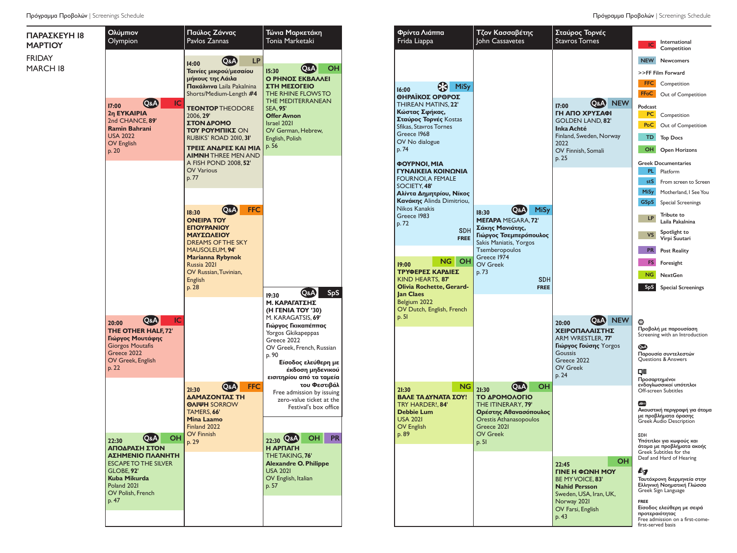## ΠΑΡΑΣΚΕΥΗ 18 ΜΑΡΤΙΟΥ
## FRIDAY MARCH 18

### Ολύμπιον / Olympion

**17:00** Q&A IC
**2η ΕΥΚΑΙΡΙΑ**
2nd CHANCE, **89'**
**Ramin Bahrani**
USA 2022
OV English
p. 20

**20:00** Q&A IC
**THE OTHER HALF, 72'**
**Γιώργος Μουτάφης**
Giorgos Moutafis
Greece 2022
OV Greek, English
p. 22

**22:30** Q&A OH
**ΑΠΟΔΡΑΣΗ ΣΤΟΝ ΑΣΗΜΕΝΙΟ ΠΛΑΝΗΤΗ**
ESCAPE TO THE SILVER GLOBE, **92'**
**Kuba Mikurda**
Poland 2021
OV Polish, French
p. 47

### Παύλος Ζάννας / Pavlos Zannas

**14:00** Q&A LP
**Ταινίες μικρού/μεσαίου μήκους της Λάιλα Πακάλνινα** Laila Pakalnina Shorts/Medium-Length **#4**
**ΤΕΟΝΤΟΡ** THEODORE 2006, **29'**
**ΣΤΟΝ ΔΡΟΜΟ ΤΟΥ ΡΟΥΜΠΙΚΣ** ON RUBIKS' ROAD 2010, **31'**
**ΤΡΕΙΣ ΑΝΔΡΕΣ ΚΑΙ ΜΙΑ ΛΙΜΝΗ** THREE MEN AND A FISH POND 2008, **52'**
OV Various
p. 77

**18:30** Q&A FFC
**ΟΝΕΙΡΑ ΤΟΥ ΕΠΟΥΡΑΝΙΟΥ ΜΑΥΣΩΛΕΙΟΥ**
DREAMS OF THE SKY MAUSOLEUM, **94'**
**Marianna Rybynok**
Russia 2021
OV Russian, Tuvinian, English
p. 28

**21:30** Q&A FFC
**ΔΑΜΑΖΟΝΤΑΣ ΤΗ ΘΛΙΨΗ** SORROW TAMERS, **66'**
**Mina Laamo**
Finland 2022
OV Finnish
p. 29

### Τώνια Μαρκετάκη / Tonia Marketaki

**15:30** Q&A OH
**Ο ΡΗΝΟΣ ΕΚΒΑΛΛΕΙ ΣΤΗ ΜΕΣΟΓΕΙΟ**
THE RHINE FLOWS TO THE MEDITERRANEAN SEA, **95'**
**Offer Avnon**
Israel 2021
OV German, Hebrew, English, Polish
p. 56

**19:30** Q&A SpS
**Μ. ΚΑΡΑΓΑΤΣΗΣ (Η ΓΕΝΙΑ ΤΟΥ '30)**
M. KARAGATSIS, **69'**
**Γιώργος Γκικαπέππας**
Yorgos Gkikapeppas
Greece 2022
OV Greek, French, Russian
p. 90
**Είσοδος ελεύθερη με έκδοση μηδενικού εισιτηρίου από τα ταμεία του Φεστιβάλ**
Free admission by issuing zero-value ticket at the Festival's box office

**22:30** Q&A OH PR
**Η ΑΡΠΑΓΗ**
THE TAKING, **76'**
**Alexandre O. Philippe**
USA 2021
OV English, Italian
p. 57

### Φρίντα Λιάππα / Frida Liappa

**16:00** ❂ MiSy
**ΘΗΡΑΪΚΟΣ ΟΡΘΡΟΣ**
THIREAN MATINS, **22'**
**Κώστας Σφήκας, Σταύρος Τορνές** Kostas Sfikas, Stavros Tornes
Greece 1968
OV No dialogue
p. 74

**ΦΟΥΡΝΟΙ, ΜΙΑ ΓΥΝΑΙΚΕΙΑ ΚΟΙΝΩΝΙΑ**
FOURNOI, A FEMALE SOCIETY, **48'**
**Αλίντα Δημητρίου, Νίκος Κανάκης** Alinda Dimitriou, Nikos Kanakis
Greece 1983
p. 72
SDH
FREE

**19:00** NG OH
**ΤΡΥΦΕΡΕΣ ΚΑΡΔΙΕΣ**
KIND HEARTS, **87'**
**Olivia Rochette, Gerard-Jan Claes**
Belgium 2022
OV Dutch, English, French
p. 51

**21:30** NG
**ΒΑΛΕ ΤΑ ΔΥΝΑΤΑ ΣΟΥ!**
TRY HARDER!, **84'**
**Debbie Lum**
USA 2021
OV English
p. 89

### Τζον Κασσαβέτης / John Cassavetes

**18:30** Q&A MiSy
**ΜΕΓΑΡΑ** MEGARA, **72'**
**Σάκης Μανιάτης, Γιώργος Τσεμπερόπουλος**
Sakis Maniatis, Yorgos Tsemberopoulos
Greece 1974
OV Greek
p. 73
SDH
FREE

**21:30** Q&A OH
**ΤΟ ΔΡΟΜΟΛΟΓΙΟ**
THE ITINERARY, **79'**
**Ορέστης Αθανασόπουλος**
Orestis Athanasopoulos
Greece 2021
OV Greek
p. 51

### Σταύρος Τορνές / Stavros Tornes

**17:00** Q&A NEW
**ΓΗ ΑΠΟ ΧΡΥΣΑΦΙ**
GOLDEN LAND, **82'**
**Inka Achté**
Finland, Sweden, Norway 2022
OV Finnish, Somali
p. 25

**20:00** Q&A NEW
**ΧΕΙΡΟΠΑΛΑΙΣΤΗΣ**
ARM WRESTLER, **77'**
**Γιώργος Γούσης** Yorgos Goussis
Greece 2022
OV Greek
p. 24

**22:45** OH
**ΓΙΝΕ Η ΦΩΝΗ ΜΟΥ**
BE MY VOICE, **83'**
**Nahid Persson**
Sweden, USA, Iran, UK, Norway 2021
OV Farsi, English
p. 43

---

- **IC** International Competition
- **NEW** Newcomers
- **>>FF Film Forward**
  - **FFC** Competition
  - **FFoC** Out of Competition
- **Podcast**
  - **PC** Competition
  - **PoC** Out of Competition
- **TD** Top Docs
- **OH** Open Horizons
- **Greek Documentaries**
  - **PL** Platform
  - **stS** From screen to Screen
  - **MiSy** Motherland, I See You
  - **GSpS** Special Screenings
- **LP** Tribute to Laila Pakalnina
- **VS** Spotlight to Virpi Suutari
- **PR** Post Reality
- **FS** Foresight
- **NG** NextGen
- **SpS** Special Screenings

❂ Προβολή με παρουσίαση / Screening with an Introduction

Q&A Παρουσία συντελεστών / Questions & Answers

Προσαρτημένοι ενδογλωσσικοί υπότιτλοι / Off-screen Subtitles

Ακουστική περιγραφή για άτομα με προβλήματα όρασης / Greek Audio Description

SDH Υπότιτλοι για κωφούς και άτομα με προβλήματα ακοής / Greek Subtitles for the Deaf and Hard of Hearing

Ταυτόχρονη διερμηνεία στην Ελληνική Νοηματική Γλώσσα / Greek Sign Language

FREE Είσοδος ελεύθερη με σειρά προτεραιότητας / Free admission on a first-come-first-served basis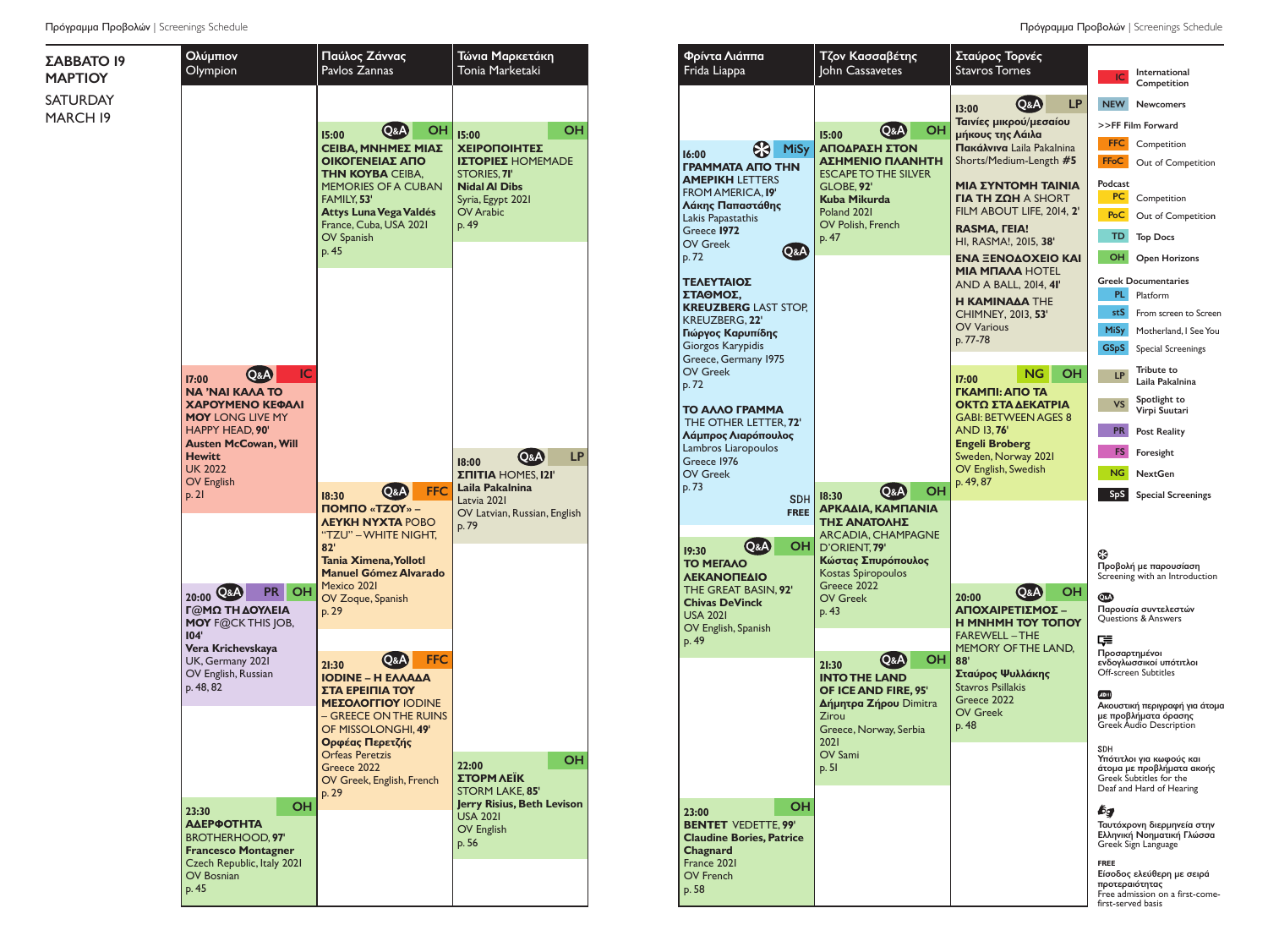# ΣΑΒΒΑΤΟ 19 ΜΑΡΤΙΟΥ
# SATURDAY MARCH 19

## Ολύμπιον / Olympion

**17:00** Q&A IC
**ΝΑ 'ΝΑΙ ΚΑΛΑ ΤΟ ΧΑΡΟΥΜΕΝΟ ΚΕΦΑΛΙ ΜΟΥ** LONG LIVE MY HAPPY HEAD, **90'**
**Austen McCowan, Will Hewitt**
UK 2022
OV English
p. 21

**20:00** Q&A PR OH
**Γ@ΜΩ ΤΗ ΔΟΥΛΕΙΑ ΜΟΥ** F@CK THIS JOB, **104'**
**Vera Krichevskaya**
UK, Germany 2021
OV English, Russian
p. 48, 82

**23:30** OH
**ΑΔΕΡΦΟΤΗΤΑ** BROTHERHOOD, **97'**
**Francesco Montagner**
Czech Republic, Italy 2021
OV Bosnian
p. 45

## Παύλος Ζάννας / Pavlos Zannas

**15:00** Q&A OH
**CEIBA, ΜΝΗΜΕΣ ΜΙΑΣ ΟΙΚΟΓΕΝΕΙΑΣ ΑΠΟ ΤΗΝ ΚΟΥΒΑ** CEIBA, MEMORIES OF A CUBAN FAMILY, **53'**
**Attys Luna Vega Valdés**
France, Cuba, USA 2021
OV Spanish
p. 45

**18:30** Q&A FFC
**ΠΟΜΠΟ «ΤΖΟΥ» – ΛΕΥΚΗ ΝΥΧΤΑ** POBO "TZU" – WHITE NIGHT, **82'**
**Tania Ximena, Yollotl Manuel Gómez Alvarado**
Mexico 2021
OV Zoque, Spanish
p. 29

**21:30** Q&A FFC
**IODINE – Η ΕΛΛΑΔΑ ΣΤΑ ΕΡΕΙΠΙΑ ΤΟΥ ΜΕΣΟΛΟΓΓΙΟΥ** IODINE – GREECE ON THE RUINS OF MISSOLONGHI, **49'**
**Ορφέας Περετζής**
Orfeas Peretzis
Greece 2022
OV Greek, English, French
p. 29

## Τώνια Μαρκετάκη / Tonia Marketaki

**15:00** OH
**ΧΕΙΡΟΠΟΙΗΤΕΣ ΙΣΤΟΡΙΕΣ** HOMEMADE STORIES, **71'**
**Nidal Al Dibs**
Syria, Egypt 2021
OV Arabic
p. 49

**18:00** Q&A LP
**ΣΠΙΤΙΑ** HOMES, **121'**
**Laila Pakalnina**
Latvia 2021
OV Latvian, Russian, English
p. 79

**22:00** OH
**ΣΤΟΡΜ ΛΕΪΚ** STORM LAKE, **85'**
**Jerry Risius, Beth Levison**
USA 2021
OV English
p. 56

## Φρίντα Λιάππα / Frida Liappa

**16:00** (Screening with an Introduction) MiSy
**ΓΡΑΜΜΑΤΑ ΑΠΟ ΤΗΝ ΑΜΕΡΙΚΗ** LETTERS FROM AMERICA, **19'**
**Λάκης Παπαστάθης**
Lakis Papastathis
Greece **1972**
OV Greek
p. 72

Q&A
**ΤΕΛΕΥΤΑΙΟΣ ΣΤΑΘΜΟΣ, KREUZBERG** LAST STOP, KREUZBERG, **22'**
**Γιώργος Καρυπίδης**
Giorgos Karypidis
Greece, Germany 1975
OV Greek
p. 72

**ΤΟ ΑΛΛΟ ΓΡΑΜΜΑ** THE OTHER LETTER, **72'**
**Λάμπρος Λιαρόπουλος**
Lambros Liaropoulos
Greece 1976
OV Greek
p. 73

SDH
FREE

**19:30** Q&A OH
**ΤΟ ΜΕΓΑΛΟ ΛΕΚΑΝΟΠΕΔΙΟ** THE GREAT BASIN, **92'**
**Chivas DeVinck**
USA 2021
OV English, Spanish
p. 49

**23:00** OH
**BENTET** VEDETTE, **99'**
**Claudine Bories, Patrice Chagnard**
France 2021
OV French
p. 58

## Τζον Κασσαβέτης / John Cassavetes

**15:00** Q&A OH
**ΑΠΟΔΡΑΣΗ ΣΤΟΝ ΑΣΗΜΕΝΙΟ ΠΛΑΝΗΤΗ** ESCAPE TO THE SILVER GLOBE, **92'**
**Kuba Mikurda**
Poland 2021
OV Polish, French
p. 47

**18:30** Q&A OH
**ΑΡΚΑΔΙΑ, ΚΑΜΠΑΝΙΑ ΤΗΣ ΑΝΑΤΟΛΗΣ** ARCADIA, CHAMPAGNE D'ORIENT, **79'**
**Κώστας Σπυρόπουλος**
Kostas Spiropoulos
Greece 2022
OV Greek
p. 43

**21:30** Q&A OH
**INTO THE LAND OF ICE AND FIRE, 95'**
**Δήμητρα Ζήρου** Dimitra Zirou
Greece, Norway, Serbia 2021
OV Sami
p. 51

## Σταύρος Τορνές / Stavros Tornes

**13:00** Q&A LP
**Ταινίες μικρού/μεσαίου μήκους της Λάιλα Πακάλνινα** Laila Pakalnina Shorts/Medium-Length **#5**

**ΜΙΑ ΣΥΝΤΟΜΗ ΤΑΙΝΙΑ ΓΙΑ ΤΗ ΖΩΗ** A SHORT FILM ABOUT LIFE, 2014, **2'**
**RASMA, ΓΕΙΑ!** HI, RASMA!, 2015, **38'**
**ΕΝΑ ΞΕΝΟΔΟΧΕΙΟ ΚΑΙ ΜΙΑ ΜΠΑΛΑ** HOTEL AND A BALL, 2014, **41'**
**Η ΚΑΜΙΝΑΔΑ** THE CHIMNEY, 2013, **53'**
OV Various
p. 77-78

**17:00** NG OH
**ΓΚΑΜΠΙ: ΑΠΟ ΤΑ ΟΚΤΩ ΣΤΑ ΔΕΚΑΤΡΙΑ** GABI: BETWEEN AGES 8 AND 13, **76'**
**Engeli Broberg**
Sweden, Norway 2021
OV English, Swedish
p. 49, 87

**20:00** Q&A OH
**ΑΠΟΧΑΙΡΕΤΙΣΜΟΣ – Η ΜΝΗΜΗ ΤΟΥ ΤΟΠΟΥ** FAREWELL – THE MEMORY OF THE LAND, **88'**
**Σταύρος Ψυλλάκης**
Stavros Psillakis
Greece 2022
OV Greek
p. 48

---

| | |
|---|---|
| IC | International Competition |
| NEW | Newcomers |
| **>>FF Film Forward** | |
| FFC | Competition |
| FFoC | Out of Competition |
| **Podcast** | |
| PC | Competition |
| PoC | Out of Competition |
| TD | Top Docs |
| OH | Open Horizons |
| **Greek Documentaries** | |
| PL | Platform |
| stS | From screen to Screen |
| MiSy | Motherland, I See You |
| GSpS | Special Screenings |
| LP | Tribute to Laila Pakalnina |
| VS | Spotlight to Virpi Suutari |
| PR | Post Reality |
| FS | Foresight |
| NG | NextGen |
| SpS | Special Screenings |

Προβολή με παρουσίαση
Screening with an Introduction

Q&A
Παρουσία συντελεστών
Questions & Answers

Προσαρτημένοι ενδογλωσσικοί υπότιτλοι
Off-screen Subtitles

Ακουστική περιγραφή για άτομα με προβλήματα όρασης
Greek Audio Description

SDH
Υπότιτλοι για κωφούς και άτομα με προβλήματα ακοής
Greek Subtitles for the Deaf and Hard of Hearing

Ταυτόχρονη διερμηνεία στην Ελληνική Νοηματική Γλώσσα
Greek Sign Language

FREE
Είσοδος ελεύθερη με σειρά προτεραιότητας
Free admission on a first-come-first-served basis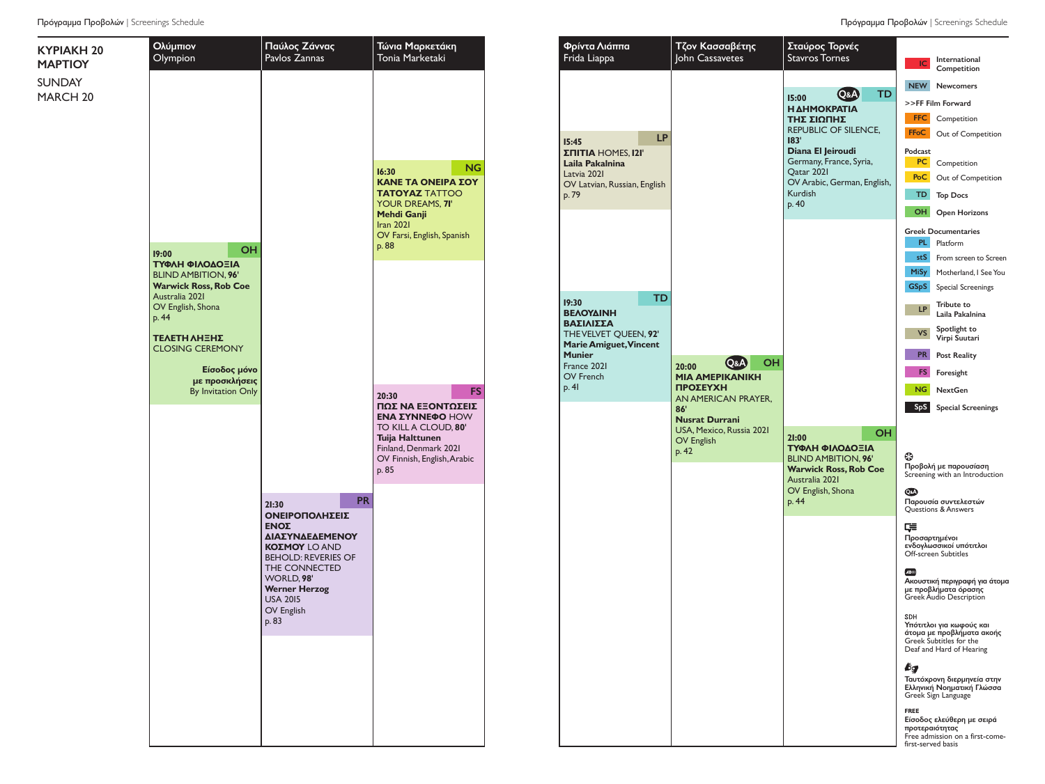# ΚΥΡΙΑΚΗ 20 ΜΑΡΤΙΟΥ
# SUNDAY MARCH 20

## Ολύμπιον Olympion

**19:00** OH
**ΤΥΦΛΗ ΦΙΛΟΔΟΞΙΑ** BLIND AMBITION, **96'**
**Warwick Ross, Rob Coe**
Australia 2021
OV English, Shona
p. 44

**ΤΕΛΕΤΗ ΛΗΞΗΣ**
CLOSING CEREMONY

**Είσοδος μόνο με προσκλήσεις**
By Invitation Only

## Παύλος Ζάννας Pavlos Zannas

**21:30** PR
**ΟΝΕΙΡΟΠΟΛΗΣΕΙΣ ΕΝΟΣ ΔΙΑΣΥΝΔΕΔΕΜΕΝΟΥ ΚΟΣΜΟΥ** LO AND BEHOLD: REVERIES OF THE CONNECTED WORLD, **98'**
**Werner Herzog**
USA 2015
OV English
p. 83

## Τώνια Μαρκετάκη Tonia Marketaki

**16:30** NG
**ΚΑΝΕ ΤΑ ΟΝΕΙΡΑ ΣΟΥ ΤΑΤΟΥΑΖ** TATTOO YOUR DREAMS, **71'**
**Mehdi Ganji**
Iran 2021
OV Farsi, English, Spanish
p. 88

**20:30** FS
**ΠΩΣ ΝΑ ΕΞΟΝΤΩΣΕΙΣ ΕΝΑ ΣΥΝΝΕΦΟ** HOW TO KILL A CLOUD, **80'**
**Tuija Halttunen**
Finland, Denmark 2021
OV Finnish, English, Arabic
p. 85

## Φρίντα Λιάππα Frida Liappa

**15:45** LP
**ΣΠΙΤΙΑ** HOMES, **121'**
**Laila Pakalnina**
Latvia 2021
OV Latvian, Russian, English
p. 79

**19:30** TD
**ΒΕΛΟΥΔΙΝΗ ΒΑΣΙΛΙΣΣΑ**
THE VELVET QUEEN, **92'**
**Marie Amiguet, Vincent Munier**
France 2021
OV French
p. 41

## Τζον Κασσαβέτης John Cassavetes

**20:00** Q&A OH
**ΜΙΑ ΑΜΕΡΙΚΑΝΙΚΗ ΠΡΟΣΕΥΧΗ**
AN AMERICAN PRAYER, **86'**
**Nusrat Durrani**
USA, Mexico, Russia 2021
OV English
p. 42

## Σταύρος Τορνές Stavros Tornes

**15:00** Q&A TD
**Η ΔΗΜΟΚΡΑΤΙΑ ΤΗΣ ΣΙΩΠΗΣ**
REPUBLIC OF SILENCE, **183'**
**Diana El Jeiroudi**
Germany, France, Syria, Qatar 2021
OV Arabic, German, English, Kurdish
p. 40

**21:00** OH
**ΤΥΦΛΗ ΦΙΛΟΔΟΞΙΑ**
BLIND AMBITION, **96'**
**Warwick Ross, Rob Coe**
Australia 2021
OV English, Shona
p. 44

---

IC International Competition
NEW Newcomers

**>>FF Film Forward**
FFC Competition
FFoC Out of Competition

**Podcast**
PC Competition
PoC Out of Competition

TD Top Docs
OH Open Horizons

**Greek Documentaries**
PL Platform
stS From screen to Screen
MiSy Motherland, I See You
GSpS Special Screenings

LP Tribute to Laila Pakalnina
VS Spotlight to Virpi Suutari
PR Post Reality
FS Foresight
NG NextGen
SpS Special Screenings

Προβολή με παρουσίαση
Screening with an Introduction

Q&A
Παρουσία συντελεστών
Questions & Answers

Προσαρτημένοι ενδογλωσσικοί υπότιτλοι
Off-screen Subtitles

Ακουστική περιγραφή για άτομα με προβλήματα όρασης
Greek Audio Description

SDH
Υπότιτλοι για κωφούς και άτομα με προβλήματα ακοής
Greek Subtitles for the Deaf and Hard of Hearing

Ταυτόχρονη διερμηνεία στην Ελληνική Νοηματική Γλώσσα
Greek Sign Language

FREE
Είσοδος ελεύθερη με σειρά προτεραιότητας
Free admission on a first-come-first-served basis